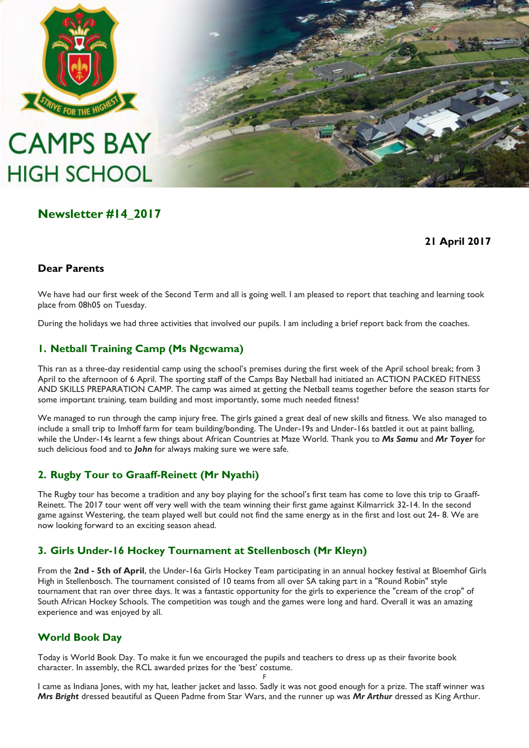CAMPS BAY HIGH SCHOOL

STRIVE FOR THE HIGHEST

## Newsletter #14_2017

**21 April 2017**

### Dear Parents

We have had our first week of the Second Term and all is going well. I am pleased to report that teaching and learning took place from 08h05 on Tuesday.

During the holidays we had three activities that involved our pupils. I am including a brief report back from the coaches.

## 1. Netball Training Camp (Ms Ngcwama)

This ran as a three-day residential camp using the school's premises during the first week of the April school break; from 3 April to the afternoon of 6 April. The sporting staff of the Camps Bay Netball had initiated an ACTION PACKED FITNESS AND SKILLS PREPARATION CAMP. The camp was aimed at getting the Netball teams together before the season starts for some important training, team building and most importantly, some much needed fitness!

We managed to run through the camp injury free. The girls gained a great deal of new skills and fitness. We also managed to include a small trip to Imhoff farm for team building/bonding. The Under-19s and Under-16s battled it out at paint balling, while the Under-14s learnt a few things about African Countries at Maze World. Thank you to ***Ms Samu*** and ***Mr Toyer*** for such delicious food and to ***John*** for always making sure we were safe.

## 2. Rugby Tour to Graaff-Reinett (Mr Nyathi)

The Rugby tour has become a tradition and any boy playing for the school's first team has come to love this trip to Graaff-Reinett. The 2017 tour went off very well with the team winning their first game against Kilmarrick 32-14. In the second game against Westering, the team played well but could not find the same energy as in the first and lost out 24- 8. We are now looking forward to an exciting season ahead.

## 3. Girls Under-16 Hockey Tournament at Stellenbosch (Mr Kleyn)

From the **2nd - 5th of April**, the Under-16a Girls Hockey Team participating in an annual hockey festival at Bloemhof Girls High in Stellenbosch. The tournament consisted of 10 teams from all over SA taking part in a "Round Robin" style tournament that ran over three days. It was a fantastic opportunity for the girls to experience the "cream of the crop" of South African Hockey Schools. The competition was tough and the games were long and hard. Overall it was an amazing experience and was enjoyed by all.

## World Book Day

Today is World Book Day. To make it fun we encouraged the pupils and teachers to dress up as their favorite book character. In assembly, the RCL awarded prizes for the 'best' costume.

F

I came as Indiana Jones, with my hat, leather jacket and lasso. Sadly it was not good enough for a prize. The staff winner was ***Mrs Bright*** dressed beautiful as Queen Padme from Star Wars, and the runner up was ***Mr Arthur*** dressed as King Arthur.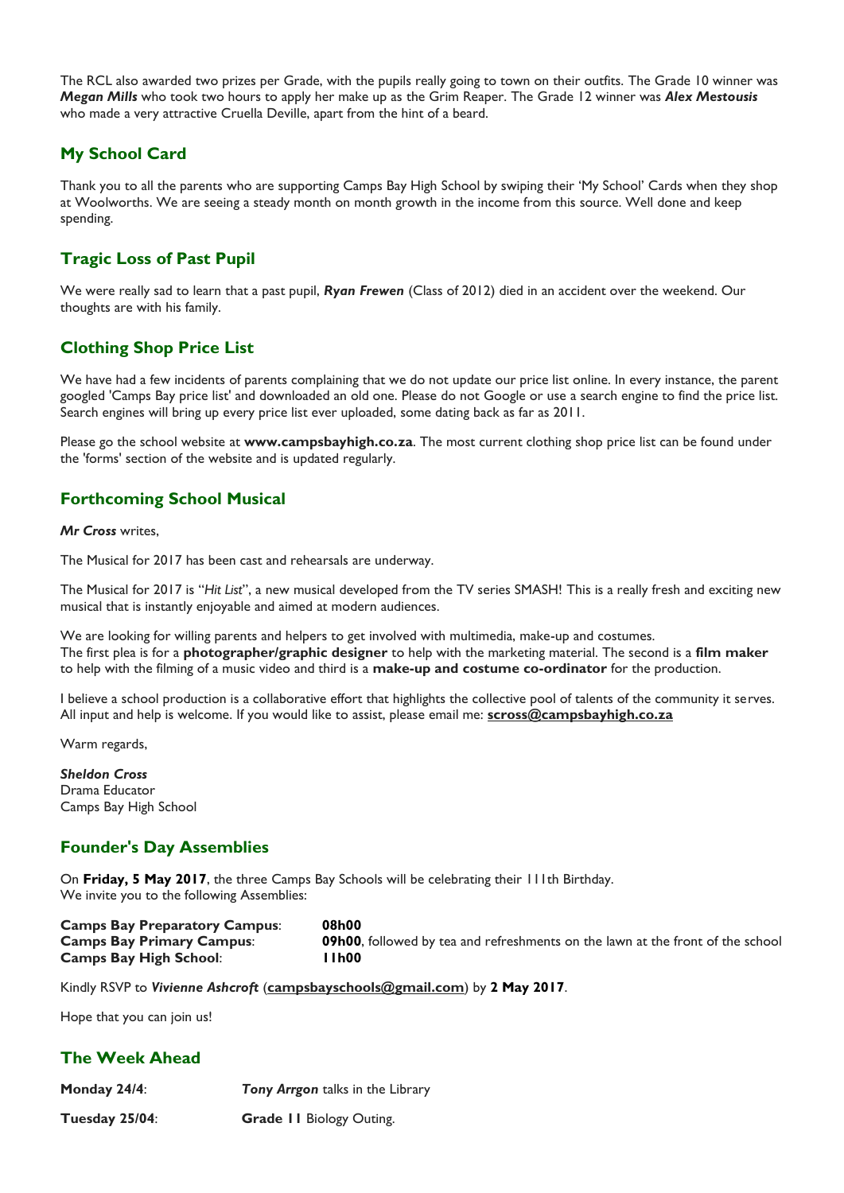The RCL also awarded two prizes per Grade, with the pupils really going to town on their outfits. The Grade 10 winner was ***Megan Mills*** who took two hours to apply her make up as the Grim Reaper. The Grade 12 winner was ***Alex Mestousis*** who made a very attractive Cruella Deville, apart from the hint of a beard.

## My School Card

Thank you to all the parents who are supporting Camps Bay High School by swiping their 'My School' Cards when they shop at Woolworths. We are seeing a steady month on month growth in the income from this source. Well done and keep spending.

## Tragic Loss of Past Pupil

We were really sad to learn that a past pupil, ***Ryan Frewen*** (Class of 2012) died in an accident over the weekend. Our thoughts are with his family.

## Clothing Shop Price List

We have had a few incidents of parents complaining that we do not update our price list online. In every instance, the parent googled 'Camps Bay price list' and downloaded an old one. Please do not Google or use a search engine to find the price list. Search engines will bring up every price list ever uploaded, some dating back as far as 2011.

Please go the school website at **www.campsbayhigh.co.za**. The most current clothing shop price list can be found under the 'forms' section of the website and is updated regularly.

## Forthcoming School Musical

***Mr Cross*** writes,

The Musical for 2017 has been cast and rehearsals are underway.

The Musical for 2017 is "*Hit List*", a new musical developed from the TV series SMASH! This is a really fresh and exciting new musical that is instantly enjoyable and aimed at modern audiences.

We are looking for willing parents and helpers to get involved with multimedia, make-up and costumes.
The first plea is for a **photographer/graphic designer** to help with the marketing material. The second is a **film maker** to help with the filming of a music video and third is a **make-up and costume co-ordinator** for the production.

I believe a school production is a collaborative effort that highlights the collective pool of talents of the community it serves. All input and help is welcome. If you would like to assist, please email me: **scross@campsbayhigh.co.za**

Warm regards,

***Sheldon Cross***
Drama Educator
Camps Bay High School

## Founder's Day Assemblies

On **Friday, 5 May 2017**, the three Camps Bay Schools will be celebrating their 111th Birthday.
We invite you to the following Assemblies:

**Camps Bay Preparatory Campus**: **08h00**
**Camps Bay Primary Campus**: **09h00**, followed by tea and refreshments on the lawn at the front of the school
**Camps Bay High School**: **11h00**

Kindly RSVP to ***Vivienne Ashcroft*** (**campsbayschools@gmail.com**) by **2 May 2017**.

Hope that you can join us!

## The Week Ahead

**Monday 24/4**: ***Tony Arrgon*** talks in the Library

**Tuesday 25/04**: **Grade 11** Biology Outing.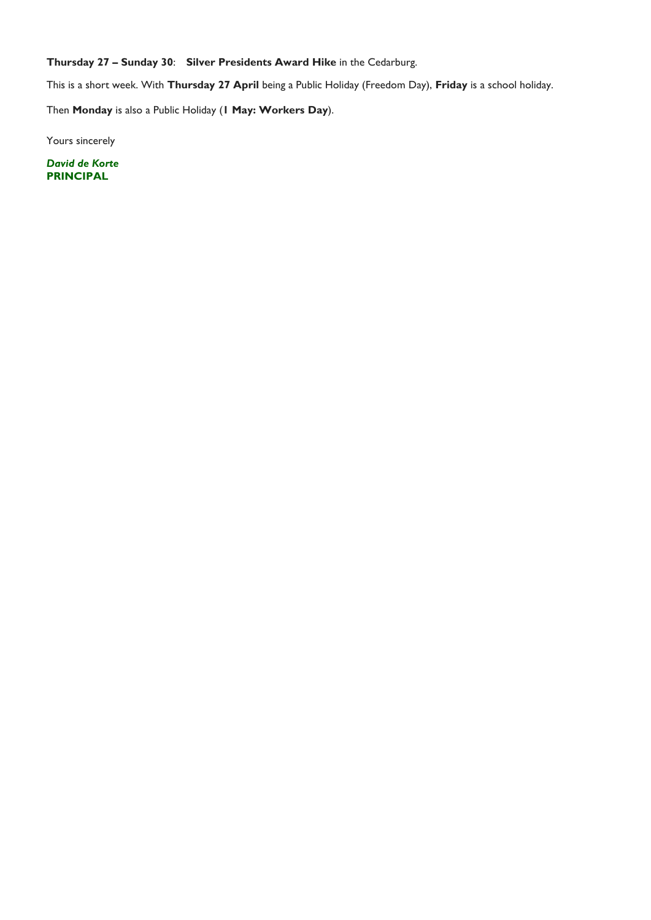**Thursday 27 – Sunday 30**: **Silver Presidents Award Hike** in the Cedarburg.

This is a short week. With **Thursday 27 April** being a Public Holiday (Freedom Day), **Friday** is a school holiday.

Then **Monday** is also a Public Holiday (**1 May: Workers Day**).

Yours sincerely

***David de Korte***
**PRINCIPAL**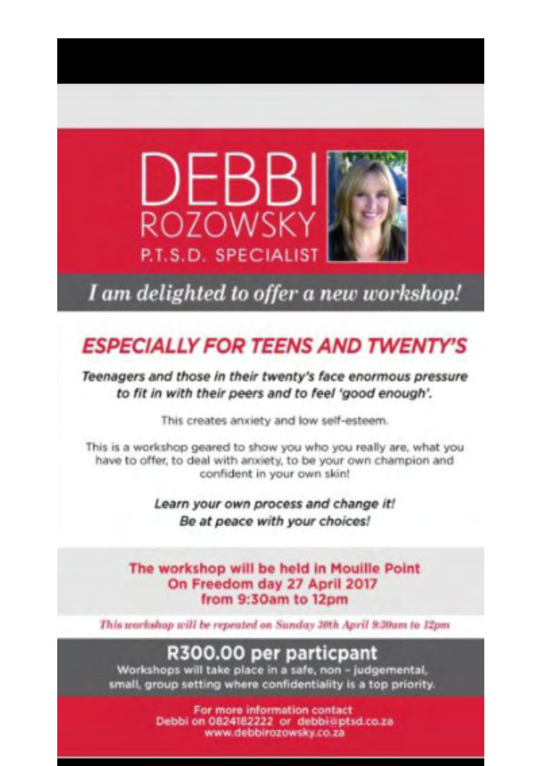# DEBBI ROZOWSKY

## P.T.S.D. SPECIALIST

*I am delighted to offer a new workshop!*

## *ESPECIALLY FOR TEENS AND TWENTY'S*

***Teenagers and those in their twenty's face enormous pressure to fit in with their peers and to feel 'good enough'.***

This creates anxiety and low self-esteem.

This is a workshop geared to show you who you really are, what you have to offer, to deal with anxiety, to be your own champion and confident in your own skin!

***Learn your own process and change it!***
***Be at peace with your choices!***

**The workshop will be held in Mouille Point**
**On Freedom day 27 April 2017**
**from 9:30am to 12pm**

*This workshop will be repeated on Sunday 30th April 9:30am to 12pm*

## R300.00 per particpant

Workshops will take place in a safe, non - judgemental, small, group setting where confidentiality is a top priority.

For more information contact
Debbi on 0824182222 or debbi@ptsd.co.za
www.debbirozowsky.co.za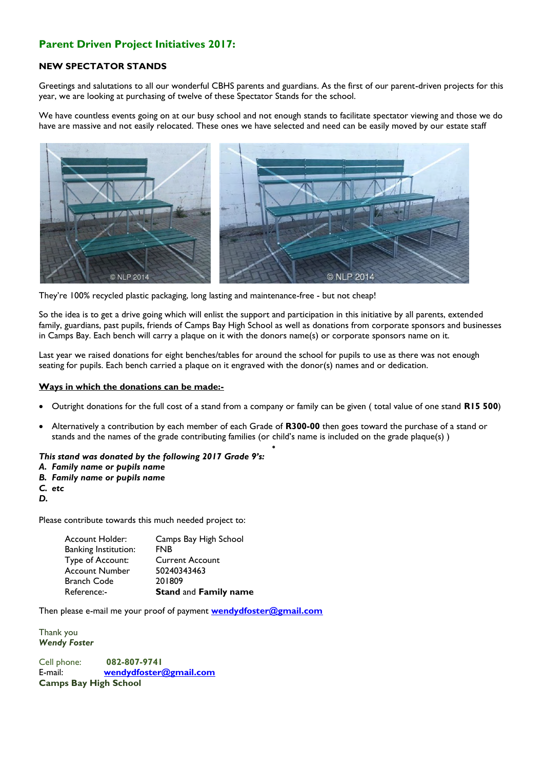## Parent Driven Project Initiatives 2017:

### NEW SPECTATOR STANDS

Greetings and salutations to all our wonderful CBHS parents and guardians. As the first of our parent-driven projects for this year, we are looking at purchasing of twelve of these Spectator Stands for the school.

We have countless events going on at our busy school and not enough stands to facilitate spectator viewing and those we do have are massive and not easily relocated. These ones we have selected and need can be easily moved by our estate staff

They're 100% recycled plastic packaging, long lasting and maintenance-free - but not cheap!

So the idea is to get a drive going which will enlist the support and participation in this initiative by all parents, extended family, guardians, past pupils, friends of Camps Bay High School as well as donations from corporate sponsors and businesses in Camps Bay. Each bench will carry a plaque on it with the donors name(s) or corporate sponsors name on it.

Last year we raised donations for eight benches/tables for around the school for pupils to use as there was not enough seating for pupils. Each bench carried a plaque on it engraved with the donor(s) names and or dedication.

**Ways in which the donations can be made:-**

- Outright donations for the full cost of a stand from a company or family can be given ( total value of one stand **R15 500**)
- Alternatively a contribution by each member of each Grade of **R300-00** then goes toward the purchase of a stand or stands and the names of the grade contributing families (or child's name is included on the grade plaque(s) )

***This stand was donated by the following 2017 Grade 9's:***

***A. Family name or pupils name***
***B. Family name or pupils name***
***C. etc***
***D.***

Please contribute towards this much needed project to:

| | |
|---|---|
| Account Holder: | Camps Bay High School |
| Banking Institution: | FNB |
| Type of Account: | Current Account |
| Account Number | 50240343463 |
| Branch Code | 201809 |
| Reference:- | **Stand** and **Family name** |

Then please e-mail me your proof of payment **wendydfoster@gmail.com**

Thank you
***Wendy Foster***

Cell phone: **082-807-9741**
E-mail: **wendydfoster@gmail.com**
**Camps Bay High School**